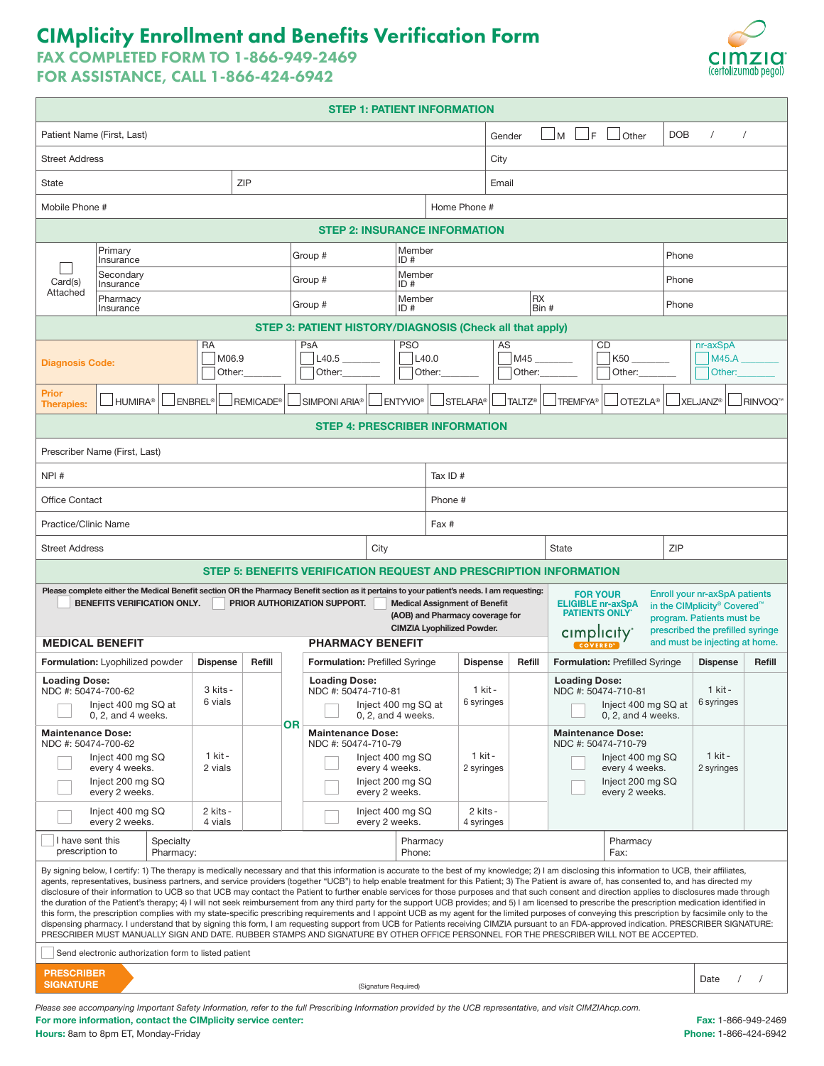# CIMplicity Enrollment and Benefits Verification Form

**FAX COMPLETED FORM TO 1-866-949-2469**
**FOR ASSISTANCE, CALL 1-866-424-6942**

CIMZIA (certolizumab pegol)

## STEP 1: PATIENT INFORMATION

| Patient Name (First, Last) | Gender ☐ M ☐ F ☐ Other | DOB / / |
|---|---|---|
| Street Address | City | |
| State | ZIP | Email |
| Mobile Phone # | Home Phone # | |

## STEP 2: INSURANCE INFORMATION

| ☐ Card(s) Attached | | | | | |
|---|---|---|---|---|---|
| | Primary Insurance | Group # | Member ID # | | Phone |
| | Secondary Insurance | Group # | Member ID # | | Phone |
| | Pharmacy Insurance | Group # | Member ID # | RX Bin # | Phone |

## STEP 3: PATIENT HISTORY/DIAGNOSIS (Check all that apply)

| Diagnosis Code: | RA | PsA | PSO | AS | CD | nr-axSpA |
|---|---|---|---|---|---|---|
| | ☐ M06.9 | ☐ L40.5 _______ | ☐ L40.0 | ☐ M45 _______ | ☐ K50 _______ | ☐ M45.A _______ |
| | ☐ Other:_______ | ☐ Other:_______ | ☐ Other:_______ | ☐ Other:_______ | ☐ Other:_______ | ☐ Other:_______ |

**Prior Therapies:** ☐ HUMIRA® ☐ ENBREL® ☐ REMICADE® ☐ SIMPONI ARIA® ☐ ENTYVIO® ☐ STELARA® ☐ TALTZ® ☐ TREMFYA® ☐ OTEZLA® ☐ XELJANZ® ☐ RINVOQ™

## STEP 4: PRESCRIBER INFORMATION

| Prescriber Name (First, Last) | | | |
|---|---|---|---|
| NPI # | | Tax ID # | |
| Office Contact | | Phone # | |
| Practice/Clinic Name | | Fax # | |
| Street Address | City | State | ZIP |

## STEP 5: BENEFITS VERIFICATION REQUEST AND PRESCRIPTION INFORMATION

Please complete either the Medical Benefit section OR the Pharmacy Benefit section as it pertains to your patient's needs. I am requesting:

☐ BENEFITS VERIFICATION ONLY. ☐ PRIOR AUTHORIZATION SUPPORT. ☐ Medical Assignment of Benefit (AOB) and Pharmacy coverage for CIMZIA Lyophilized Powder.

**FOR YOUR ELIGIBLE nr-axSpA PATIENTS ONLY*** — Enroll your nr-axSpA patients in the CIMplicity® Covered™ program. Patients must be prescribed the prefilled syringe and must be injecting at home.

### MEDICAL BENEFIT

| Formulation: Lyophilized powder | Dispense | Refill |
|---|---|---|
| **Loading Dose:** NDC #: 50474-700-62 ☐ Inject 400 mg SQ at 0, 2, and 4 weeks. | 3 kits - 6 vials | |
| **Maintenance Dose:** NDC #: 50474-700-62 ☐ Inject 400 mg SQ every 4 weeks. | 1 kit - 2 vials | |
| ☐ Inject 200 mg SQ every 2 weeks. | | |
| ☐ Inject 400 mg SQ every 2 weeks. | 2 kits - 4 vials | |

**OR**

### PHARMACY BENEFIT

| Formulation: Prefilled Syringe | Dispense | Refill |
|---|---|---|
| **Loading Dose:** NDC #: 50474-710-81 ☐ Inject 400 mg SQ at 0, 2, and 4 weeks. | 1 kit - 6 syringes | |
| **Maintenance Dose:** NDC #: 50474-710-79 ☐ Inject 400 mg SQ every 4 weeks. | 1 kit - 2 syringes | |
| ☐ Inject 200 mg SQ every 2 weeks. | | |
| ☐ Inject 400 mg SQ every 2 weeks. | 2 kits - 4 syringes | |

### CIMplicity COVERED (nr-axSpA)

| Formulation: Prefilled Syringe | Dispense | Refill |
|---|---|---|
| **Loading Dose:** NDC #: 50474-710-81 ☐ Inject 400 mg SQ at 0, 2, and 4 weeks. | 1 kit - 6 syringes | |
| **Maintenance Dose:** NDC #: 50474-710-79 ☐ Inject 400 mg SQ every 4 weeks. | 1 kit - 2 syringes | |
| ☐ Inject 200 mg SQ every 2 weeks. | | |

| ☐ I have sent this prescription to | Specialty Pharmacy: | Pharmacy Phone: | Pharmacy Fax: |
|---|---|---|---|

By signing below, I certify: 1) The therapy is medically necessary and that this information is accurate to the best of my knowledge; 2) I am disclosing this information to UCB, their affiliates, agents, representatives, business partners, and service providers (together "UCB") to help enable treatment for this Patient; 3) The Patient is aware of, has consented to, and has directed my disclosure of their information to UCB so that UCB may contact the Patient to further enable services for those purposes and that such consent and direction applies to disclosures made through the duration of the Patient's therapy; 4) I will not seek reimbursement from any third party for the support UCB provides; and 5) I am licensed to prescribe the prescription medication identified in this form, the prescription complies with my state-specific prescribing requirements and I appoint UCB as my agent for the limited purposes of conveying this prescription by facsimile only to the dispensing pharmacy. I understand that by signing this form, I am requesting support from UCB for Patients receiving CIMZIA pursuant to an FDA-approved indication. PRESCRIBER SIGNATURE: PRESCRIBER MUST MANUALLY SIGN AND DATE. RUBBER STAMPS AND SIGNATURE BY OTHER OFFICE PERSONNEL FOR THE PRESCRIBER WILL NOT BE ACCEPTED.

☐ Send electronic authorization form to listed patient

**PRESCRIBER SIGNATURE** ______________________ (Signature Required) Date / /

*Please see accompanying Important Safety Information, refer to the full Prescribing Information provided by the UCB representative, and visit CIMZIAhcp.com.*

**For more information, contact the CIMplicity service center:**
**Hours:** 8am to 8pm ET, Monday-Friday
**Fax:** 1-866-949-2469
**Phone:** 1-866-424-6942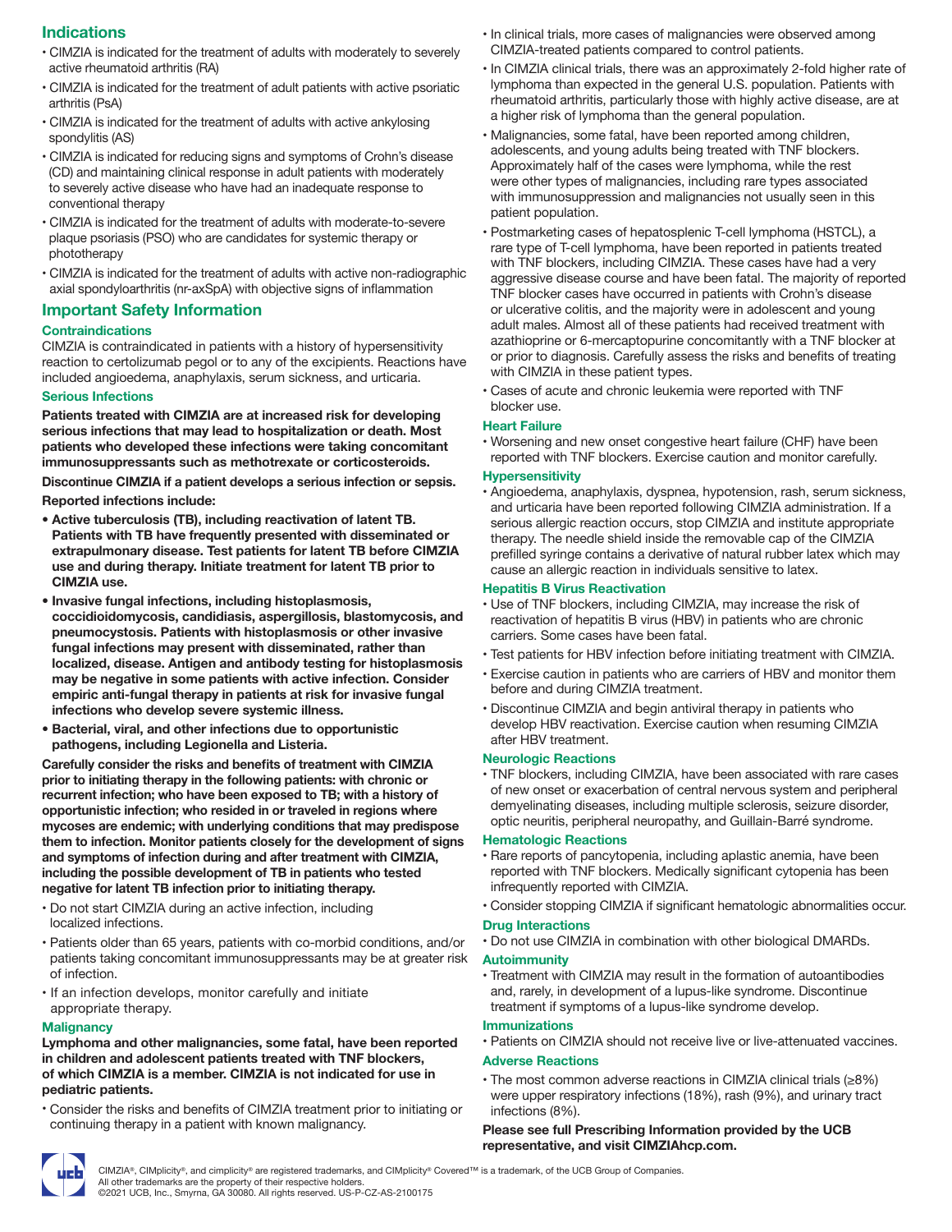## Indications

- CIMZIA is indicated for the treatment of adults with moderately to severely active rheumatoid arthritis (RA)
- CIMZIA is indicated for the treatment of adult patients with active psoriatic arthritis (PsA)
- CIMZIA is indicated for the treatment of adults with active ankylosing spondylitis (AS)
- CIMZIA is indicated for reducing signs and symptoms of Crohn's disease (CD) and maintaining clinical response in adult patients with moderately to severely active disease who have had an inadequate response to conventional therapy
- CIMZIA is indicated for the treatment of adults with moderate-to-severe plaque psoriasis (PSO) who are candidates for systemic therapy or phototherapy
- CIMZIA is indicated for the treatment of adults with active non-radiographic axial spondyloarthritis (nr-axSpA) with objective signs of inflammation

## Important Safety Information

### Contraindications

CIMZIA is contraindicated in patients with a history of hypersensitivity reaction to certolizumab pegol or to any of the excipients. Reactions have included angioedema, anaphylaxis, serum sickness, and urticaria.

### Serious Infections

**Patients treated with CIMZIA are at increased risk for developing serious infections that may lead to hospitalization or death. Most patients who developed these infections were taking concomitant immunosuppressants such as methotrexate or corticosteroids.**

**Discontinue CIMZIA if a patient develops a serious infection or sepsis.**

**Reported infections include:**

- **Active tuberculosis (TB), including reactivation of latent TB. Patients with TB have frequently presented with disseminated or extrapulmonary disease. Test patients for latent TB before CIMZIA use and during therapy. Initiate treatment for latent TB prior to CIMZIA use.**
- **Invasive fungal infections, including histoplasmosis, coccidioidomycosis, candidiasis, aspergillosis, blastomycosis, and pneumocystosis. Patients with histoplasmosis or other invasive fungal infections may present with disseminated, rather than localized, disease. Antigen and antibody testing for histoplasmosis may be negative in some patients with active infection. Consider empiric anti-fungal therapy in patients at risk for invasive fungal infections who develop severe systemic illness.**
- **Bacterial, viral, and other infections due to opportunistic pathogens, including Legionella and Listeria.**

**Carefully consider the risks and benefits of treatment with CIMZIA prior to initiating therapy in the following patients: with chronic or recurrent infection; who have been exposed to TB; with a history of opportunistic infection; who resided in or traveled in regions where mycoses are endemic; with underlying conditions that may predispose them to infection. Monitor patients closely for the development of signs and symptoms of infection during and after treatment with CIMZIA, including the possible development of TB in patients who tested negative for latent TB infection prior to initiating therapy.**

- Do not start CIMZIA during an active infection, including localized infections.
- Patients older than 65 years, patients with co-morbid conditions, and/or patients taking concomitant immunosuppressants may be at greater risk of infection.
- If an infection develops, monitor carefully and initiate appropriate therapy.

### Malignancy

**Lymphoma and other malignancies, some fatal, have been reported in children and adolescent patients treated with TNF blockers, of which CIMZIA is a member. CIMZIA is not indicated for use in pediatric patients.**

- Consider the risks and benefits of CIMZIA treatment prior to initiating or continuing therapy in a patient with known malignancy.
- In clinical trials, more cases of malignancies were observed among CIMZIA-treated patients compared to control patients.
- In CIMZIA clinical trials, there was an approximately 2-fold higher rate of lymphoma than expected in the general U.S. population. Patients with rheumatoid arthritis, particularly those with highly active disease, are at a higher risk of lymphoma than the general population.
- Malignancies, some fatal, have been reported among children, adolescents, and young adults being treated with TNF blockers. Approximately half of the cases were lymphoma, while the rest were other types of malignancies, including rare types associated with immunosuppression and malignancies not usually seen in this patient population.
- Postmarketing cases of hepatosplenic T-cell lymphoma (HSTCL), a rare type of T-cell lymphoma, have been reported in patients treated with TNF blockers, including CIMZIA. These cases have had a very aggressive disease course and have been fatal. The majority of reported TNF blocker cases have occurred in patients with Crohn's disease or ulcerative colitis, and the majority were in adolescent and young adult males. Almost all of these patients had received treatment with azathioprine or 6-mercaptopurine concomitantly with a TNF blocker at or prior to diagnosis. Carefully assess the risks and benefits of treating with CIMZIA in these patient types.
- Cases of acute and chronic leukemia were reported with TNF blocker use.

### Heart Failure

- Worsening and new onset congestive heart failure (CHF) have been reported with TNF blockers. Exercise caution and monitor carefully.

### Hypersensitivity

- Angioedema, anaphylaxis, dyspnea, hypotension, rash, serum sickness, and urticaria have been reported following CIMZIA administration. If a serious allergic reaction occurs, stop CIMZIA and institute appropriate therapy. The needle shield inside the removable cap of the CIMZIA prefilled syringe contains a derivative of natural rubber latex which may cause an allergic reaction in individuals sensitive to latex.

### Hepatitis B Virus Reactivation

- Use of TNF blockers, including CIMZIA, may increase the risk of reactivation of hepatitis B virus (HBV) in patients who are chronic carriers. Some cases have been fatal.
- Test patients for HBV infection before initiating treatment with CIMZIA.
- Exercise caution in patients who are carriers of HBV and monitor them before and during CIMZIA treatment.
- Discontinue CIMZIA and begin antiviral therapy in patients who develop HBV reactivation. Exercise caution when resuming CIMZIA after HBV treatment.

### Neurologic Reactions

- TNF blockers, including CIMZIA, have been associated with rare cases of new onset or exacerbation of central nervous system and peripheral demyelinating diseases, including multiple sclerosis, seizure disorder, optic neuritis, peripheral neuropathy, and Guillain-Barré syndrome.

### Hematologic Reactions

- Rare reports of pancytopenia, including aplastic anemia, have been reported with TNF blockers. Medically significant cytopenia has been infrequently reported with CIMZIA.
- Consider stopping CIMZIA if significant hematologic abnormalities occur.

### Drug Interactions

- Do not use CIMZIA in combination with other biological DMARDs.

### Autoimmunity

- Treatment with CIMZIA may result in the formation of autoantibodies and, rarely, in development of a lupus-like syndrome. Discontinue treatment if symptoms of a lupus-like syndrome develop.

### Immunizations

- Patients on CIMZIA should not receive live or live-attenuated vaccines.

### Adverse Reactions

- The most common adverse reactions in CIMZIA clinical trials (≥8%) were upper respiratory infections (18%), rash (9%), and urinary tract infections (8%).

**Please see full Prescribing Information provided by the UCB representative, and visit CIMZIAhcp.com.**

CIMZIA®, CIMplicity®, and cimplicity® are registered trademarks, and CIMplicity® Covered™ is a trademark, of the UCB Group of Companies.
All other trademarks are the property of their respective holders.
©2021 UCB, Inc., Smyrna, GA 30080. All rights reserved. US-P-CZ-AS-2100175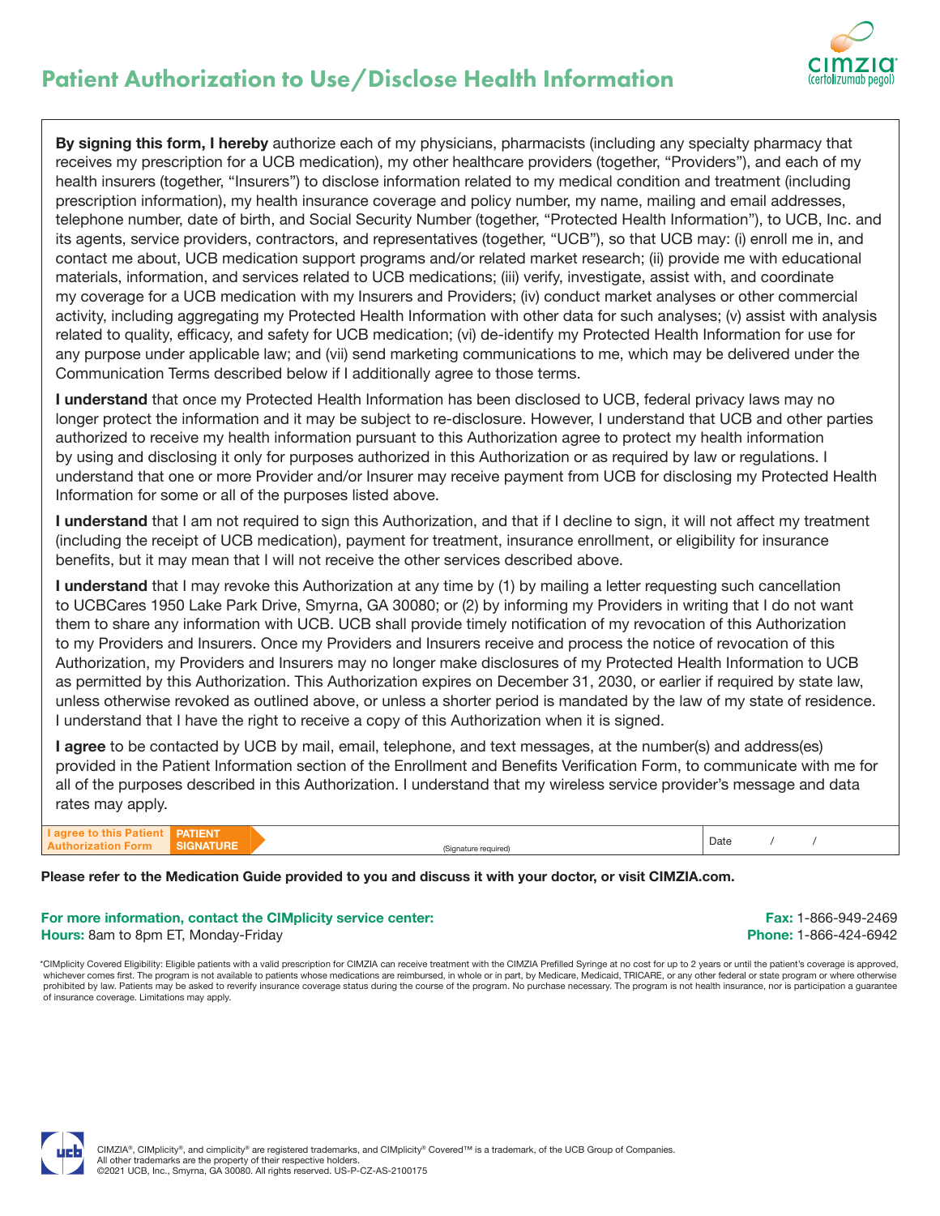# Patient Authorization to Use/Disclose Health Information

CIMZIA (certolizumab pegol)

**By signing this form, I hereby** authorize each of my physicians, pharmacists (including any specialty pharmacy that receives my prescription for a UCB medication), my other healthcare providers (together, "Providers"), and each of my health insurers (together, "Insurers") to disclose information related to my medical condition and treatment (including prescription information), my health insurance coverage and policy number, my name, mailing and email addresses, telephone number, date of birth, and Social Security Number (together, "Protected Health Information"), to UCB, Inc. and its agents, service providers, contractors, and representatives (together, "UCB"), so that UCB may: (i) enroll me in, and contact me about, UCB medication support programs and/or related market research; (ii) provide me with educational materials, information, and services related to UCB medications; (iii) verify, investigate, assist with, and coordinate my coverage for a UCB medication with my Insurers and Providers; (iv) conduct market analyses or other commercial activity, including aggregating my Protected Health Information with other data for such analyses; (v) assist with analysis related to quality, efficacy, and safety for UCB medication; (vi) de-identify my Protected Health Information for use for any purpose under applicable law; and (vii) send marketing communications to me, which may be delivered under the Communication Terms described below if I additionally agree to those terms.

**I understand** that once my Protected Health Information has been disclosed to UCB, federal privacy laws may no longer protect the information and it may be subject to re-disclosure. However, I understand that UCB and other parties authorized to receive my health information pursuant to this Authorization agree to protect my health information by using and disclosing it only for purposes authorized in this Authorization or as required by law or regulations. I understand that one or more Provider and/or Insurer may receive payment from UCB for disclosing my Protected Health Information for some or all of the purposes listed above.

**I understand** that I am not required to sign this Authorization, and that if I decline to sign, it will not affect my treatment (including the receipt of UCB medication), payment for treatment, insurance enrollment, or eligibility for insurance benefits, but it may mean that I will not receive the other services described above.

**I understand** that I may revoke this Authorization at any time by (1) by mailing a letter requesting such cancellation to UCBCares 1950 Lake Park Drive, Smyrna, GA 30080; or (2) by informing my Providers in writing that I do not want them to share any information with UCB. UCB shall provide timely notification of my revocation of this Authorization to my Providers and Insurers. Once my Providers and Insurers receive and process the notice of revocation of this Authorization, my Providers and Insurers may no longer make disclosures of my Protected Health Information to UCB as permitted by this Authorization. This Authorization expires on December 31, 2030, or earlier if required by state law, unless otherwise revoked as outlined above, or unless a shorter period is mandated by the law of my state of residence. I understand that I have the right to receive a copy of this Authorization when it is signed.

**I agree** to be contacted by UCB by mail, email, telephone, and text messages, at the number(s) and address(es) provided in the Patient Information section of the Enrollment and Benefits Verification Form, to communicate with me for all of the purposes described in this Authorization. I understand that my wireless service provider's message and data rates may apply.

I agree to this Patient Authorization Form | **PATIENT SIGNATURE** ______________________ (Signature required) | Date ___/___/___

**Please refer to the Medication Guide provided to you and discuss it with your doctor, or visit CIMZIA.com.**

**For more information, contact the CIMplicity service center:**
**Hours:** 8am to 8pm ET, Monday-Friday

**Fax:** 1-866-949-2469
**Phone:** 1-866-424-6942

*CIMplicity Covered Eligibility: Eligible patients with a valid prescription for CIMZIA can receive treatment with the CIMZIA Prefilled Syringe at no cost for up to 2 years or until the patient's coverage is approved, whichever comes first. The program is not available to patients whose medications are reimbursed, in whole or in part, by Medicare, Medicaid, TRICARE, or any other federal or state program or where otherwise prohibited by law. Patients may be asked to reverify insurance coverage status during the course of the program. No purchase necessary. The program is not health insurance, nor is participation a guarantee of insurance coverage. Limitations may apply.

CIMZIA®, CIMplicity®, and cimplicity® are registered trademarks, and CIMplicity® Covered™ is a trademark, of the UCB Group of Companies.
All other trademarks are the property of their respective holders.
©2021 UCB, Inc., Smyrna, GA 30080. All rights reserved. US-P-CZ-AS-2100175